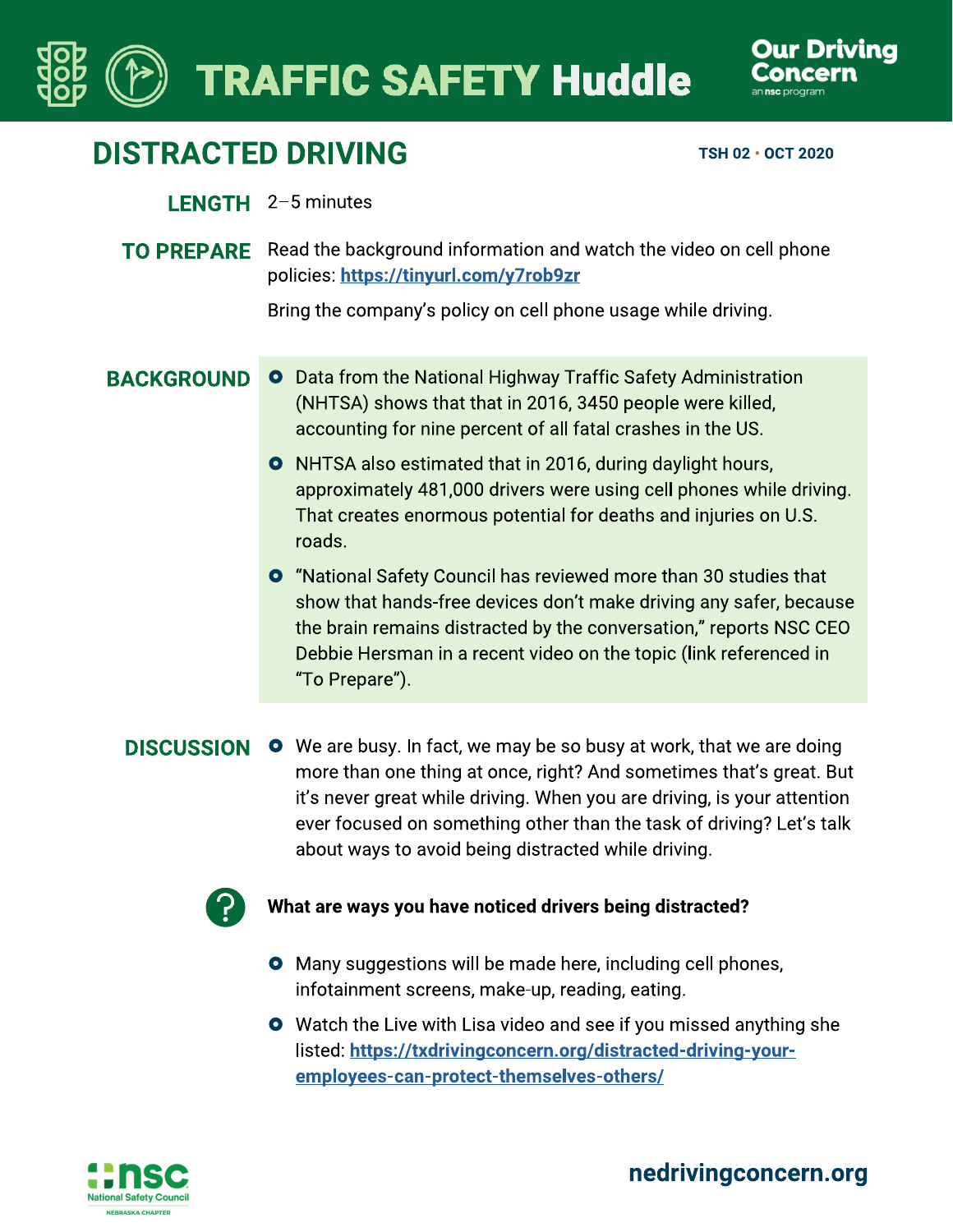# TRAFFIC SAFETY Huddle

Our Driving Concern
an nsc program

## DISTRACTED DRIVING

TSH 02 • OCT 2020

**LENGTH** 2–5 minutes

**TO PREPARE** Read the background information and watch the video on cell phone policies: https://tinyurl.com/y7rob9zr

Bring the company's policy on cell phone usage while driving.

**BACKGROUND**

- Data from the National Highway Traffic Safety Administration (NHTSA) shows that that in 2016, 3450 people were killed, accounting for nine percent of all fatal crashes in the US.
- NHTSA also estimated that in 2016, during daylight hours, approximately 481,000 drivers were using cell phones while driving. That creates enormous potential for deaths and injuries on U.S. roads.
- "National Safety Council has reviewed more than 30 studies that show that hands-free devices don't make driving any safer, because the brain remains distracted by the conversation," reports NSC CEO Debbie Hersman in a recent video on the topic (link referenced in "To Prepare").

**DISCUSSION**

- We are busy. In fact, we may be so busy at work, that we are doing more than one thing at once, right? And sometimes that's great. But it's never great while driving. When you are driving, is your attention ever focused on something other than the task of driving? Let's talk about ways to avoid being distracted while driving.

**What are ways you have noticed drivers being distracted?**

- Many suggestions will be made here, including cell phones, infotainment screens, make-up, reading, eating.
- Watch the Live with Lisa video and see if you missed anything she listed: https://txdrivingconcern.org/distracted-driving-your-employees-can-protect-themselves-others/

nsc National Safety Council NEBRASKA CHAPTER

nedrivingconcern.org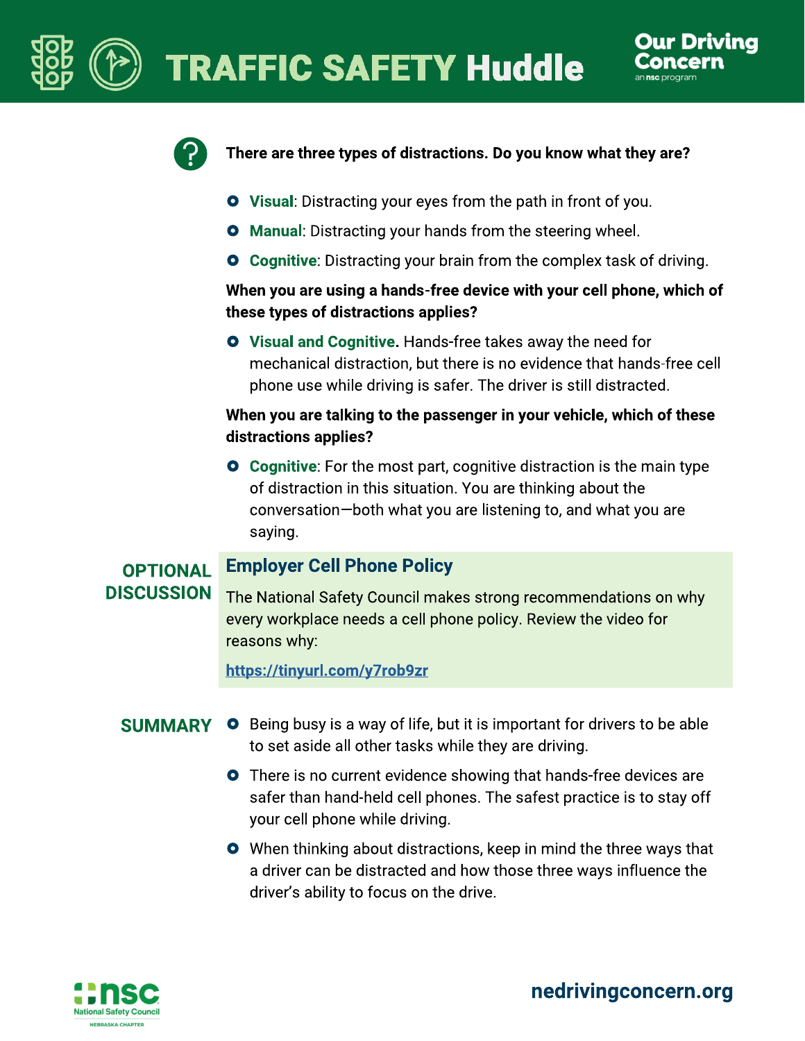# TRAFFIC SAFETY Huddle

There are three types of distractions. Do you know what they are?

- **Visual**: Distracting your eyes from the path in front of you.
- **Manual**: Distracting your hands from the steering wheel.
- **Cognitive**: Distracting your brain from the complex task of driving.

**When you are using a hands-free device with your cell phone, which of these types of distractions applies?**

- **Visual and Cognitive.** Hands-free takes away the need for mechanical distraction, but there is no evidence that hands-free cell phone use while driving is safer. The driver is still distracted.

**When you are talking to the passenger in your vehicle, which of these distractions applies?**

- **Cognitive**: For the most part, cognitive distraction is the main type of distraction in this situation. You are thinking about the conversation—both what you are listening to, and what you are saying.

## OPTIONAL DISCUSSION

### Employer Cell Phone Policy

The National Safety Council makes strong recommendations on why every workplace needs a cell phone policy. Review the video for reasons why:

https://tinyurl.com/y7rob9zr

## SUMMARY

- Being busy is a way of life, but it is important for drivers to be able to set aside all other tasks while they are driving.
- There is no current evidence showing that hands-free devices are safer than hand-held cell phones. The safest practice is to stay off your cell phone while driving.
- When thinking about distractions, keep in mind the three ways that a driver can be distracted and how those three ways influence the driver's ability to focus on the drive.

nedrivingconcern.org